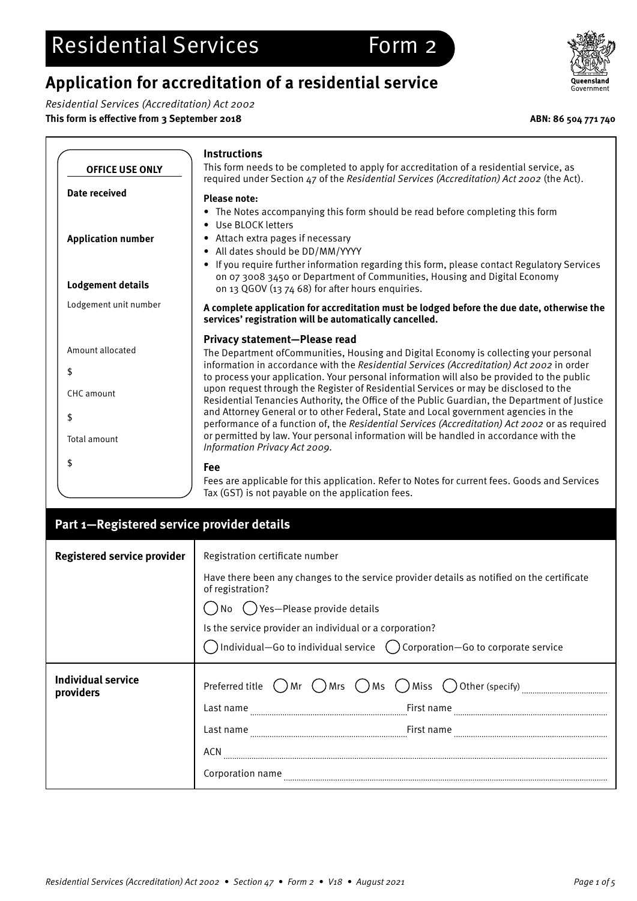# Residential Services Form 2

## Application for accreditation of a residential service

*Residential Services (Accreditation) Act 2002*

**This form is effective from 3 September 2018**

**ABN: 86 504 771 740**

| **OFFICE USE ONLY** |
|---|
| **Date received** |
| **Application number** |
| **Lodgement details** |
| Lodgement unit number |
| Amount allocated |
| $ |
| CHC amount |
| $ |
| Total amount |
| $ |

### Instructions

This form needs to be completed to apply for accreditation of a residential service, as required under Section 47 of the *Residential Services (Accreditation) Act 2002* (the Act).

**Please note:**

- The Notes accompanying this form should be read before completing this form
- Use BLOCK letters
- Attach extra pages if necessary
- All dates should be DD/MM/YYYY
- If you require further information regarding this form, please contact Regulatory Services on 07 3008 3450 or Department of Communities, Housing and Digital Economy on 13 QGOV (13 74 68) for after hours enquiries.

**A complete application for accreditation must be lodged before the due date, otherwise the services' registration will be automatically cancelled.**

### Privacy statement—Please read

The Department ofCommunities, Housing and Digital Economy is collecting your personal information in accordance with the *Residential Services (Accreditation) Act 2002* in order to process your application. Your personal information will also be provided to the public upon request through the Register of Residential Services or may be disclosed to the Residential Tenancies Authority, the Office of the Public Guardian, the Department of Justice and Attorney General or to other Federal, State and Local government agencies in the performance of a function of, the *Residential Services (Accreditation) Act 2002* or as required or permitted by law. Your personal information will be handled in accordance with the *Information Privacy Act 2009*.

### Fee

Fees are applicable for this application. Refer to Notes for current fees. Goods and Services Tax (GST) is not payable on the application fees.

## Part 1—Registered service provider details

| | |
|---|---|
| **Registered service provider** | Registration certificate number<br>Have there been any changes to the service provider details as notified on the certificate of registration?<br>◯ No ◯ Yes—Please provide details<br>Is the service provider an individual or a corporation?<br>◯ Individual—Go to individual service ◯ Corporation—Go to corporate service |
| **Individual service providers** | Preferred title ◯ Mr ◯ Mrs ◯ Ms ◯ Miss ◯ Other (specify) ..........<br>Last name .......... First name ..........<br>Last name .......... First name ..........<br>ACN ..........<br>Corporation name .......... |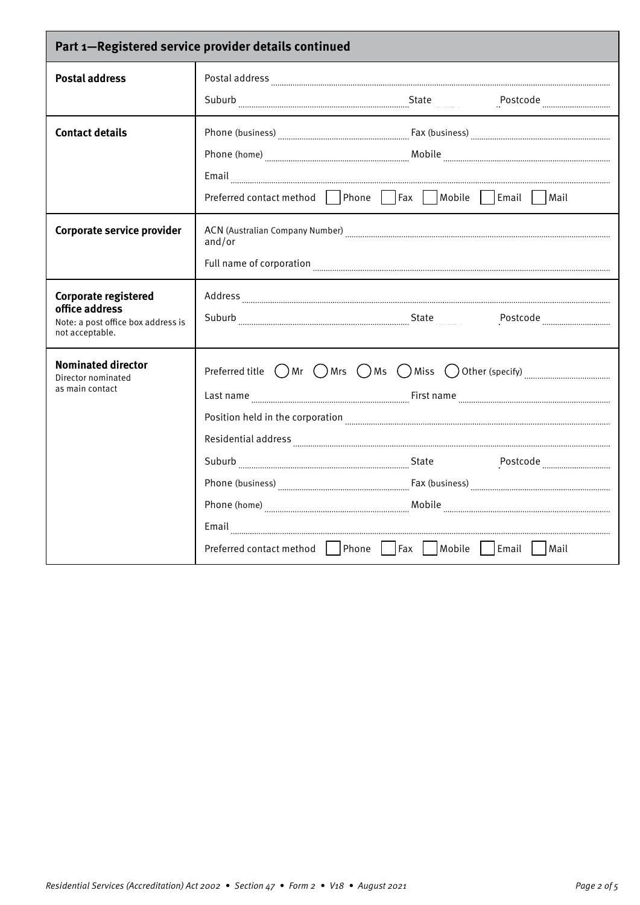## Part 1—Registered service provider details continued

| | |
|---|---|
| **Postal address** | Postal address ..........<br>Suburb .......... State .......... Postcode .......... |
| **Contact details** | Phone (business) .......... Fax (business) ..........<br>Phone (home) .......... Mobile ..........<br>Email ..........<br>Preferred contact method ☐ Phone ☐ Fax ☐ Mobile ☐ Email ☐ Mail |
| **Corporate service provider** | ACN (Australian Company Number) ..........<br>and/or<br>Full name of corporation .......... |
| **Corporate registered office address**<br>Note: a post office box address is not acceptable. | Address ..........<br>Suburb .......... State .......... Postcode .......... |
| **Nominated director**<br>Director nominated as main contact | Preferred title ◯ Mr ◯ Mrs ◯ Ms ◯ Miss ◯ Other (specify) ..........<br>Last name .......... First name ..........<br>Position held in the corporation ..........<br>Residential address ..........<br>Suburb .......... State .......... Postcode ..........<br>Phone (business) .......... Fax (business) ..........<br>Phone (home) .......... Mobile ..........<br>Email ..........<br>Preferred contact method ☐ Phone ☐ Fax ☐ Mobile ☐ Email ☐ Mail |

*Residential Services (Accreditation) Act 2002 • Section 47 • Form 2 • V18 • August 2021*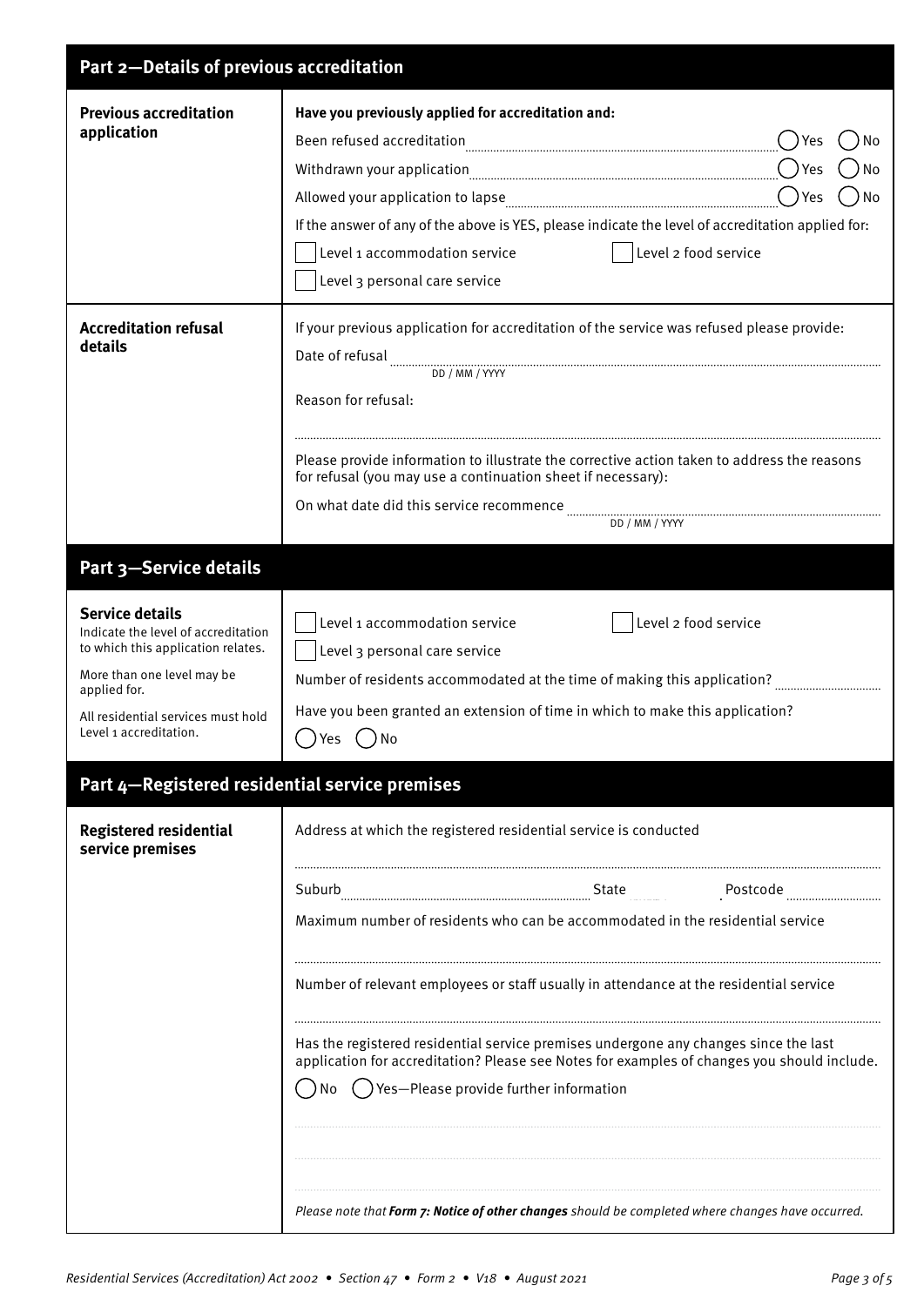## Part 2—Details of previous accreditation

**Previous accreditation application**

**Have you previously applied for accreditation and:**

Been refused accreditation ( ) Yes ( ) No

Withdrawn your application ( ) Yes ( ) No

Allowed your application to lapse ( ) Yes ( ) No

If the answer of any of the above is YES, please indicate the level of accreditation applied for:

- [ ] Level 1 accommodation service
- [ ] Level 2 food service
- [ ] Level 3 personal care service

**Accreditation refusal details**

If your previous application for accreditation of the service was refused please provide:

Date of refusal ________ DD / MM / YYYY

Reason for refusal:

________

Please provide information to illustrate the corrective action taken to address the reasons for refusal (you may use a continuation sheet if necessary):

On what date did this service recommence ________ DD / MM / YYYY

## Part 3—Service details

**Service details**
Indicate the level of accreditation to which this application relates.

More than one level may be applied for.

All residential services must hold Level 1 accreditation.

- [ ] Level 1 accommodation service
- [ ] Level 2 food service
- [ ] Level 3 personal care service

Number of residents accommodated at the time of making this application? ________

Have you been granted an extension of time in which to make this application?

( ) Yes ( ) No

## Part 4—Registered residential service premises

**Registered residential service premises**

Address at which the registered residential service is conducted

________

Suburb ________ State ________ Postcode ________

Maximum number of residents who can be accommodated in the residential service

________

Number of relevant employees or staff usually in attendance at the residential service

________

Has the registered residential service premises undergone any changes since the last application for accreditation? Please see Notes for examples of changes you should include.

( ) No ( ) Yes—Please provide further information

________

________

________

*Please note that **Form 7: Notice of other changes** should be completed where changes have occurred.*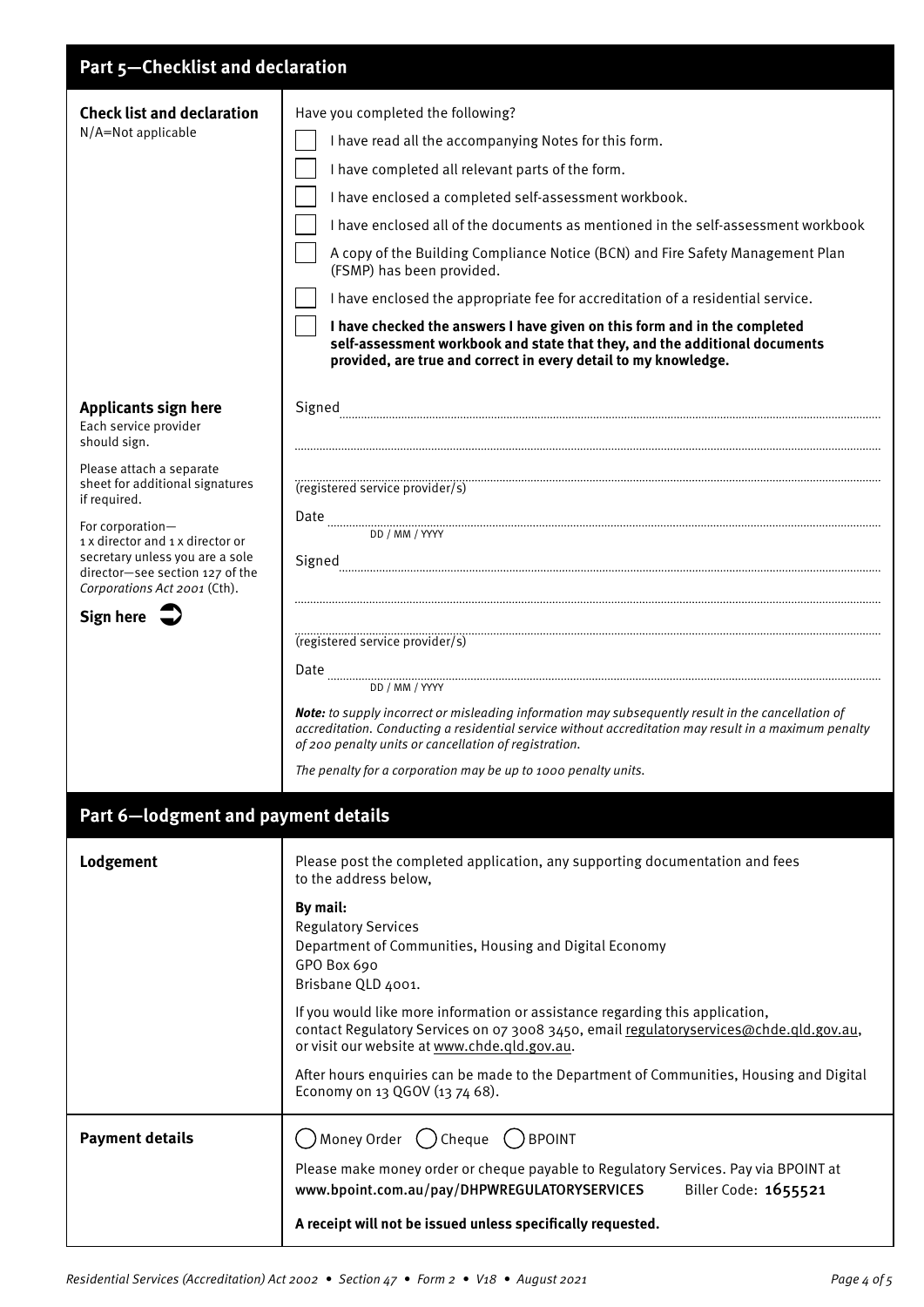## Part 5—Checklist and declaration

**Check list and declaration**
N/A=Not applicable

Have you completed the following?

- [ ] I have read all the accompanying Notes for this form.
- [ ] I have completed all relevant parts of the form.
- [ ] I have enclosed a completed self-assessment workbook.
- [ ] I have enclosed all of the documents as mentioned in the self-assessment workbook
- [ ] A copy of the Building Compliance Notice (BCN) and Fire Safety Management Plan (FSMP) has been provided.
- [ ] I have enclosed the appropriate fee for accreditation of a residential service.
- [ ] **I have checked the answers I have given on this form and in the completed self-assessment workbook and state that they, and the additional documents provided, are true and correct in every detail to my knowledge.**

**Applicants sign here**
Each service provider should sign.

Please attach a separate sheet for additional signatures if required.

For corporation—
1 x director and 1 x director or secretary unless you are a sole director—see section 127 of the *Corporations Act 2001* (Cth).

**Sign here**

Signed ..............................................................

..............................................................

(registered service provider/s)

Date .............................................................. 
DD / MM / YYYY

Signed ..............................................................

..............................................................

(registered service provider/s)

Date ..............................................................
DD / MM / YYYY

***Note:*** *to supply incorrect or misleading information may subsequently result in the cancellation of accreditation. Conducting a residential service without accreditation may result in a maximum penalty of 200 penalty units or cancellation of registration.*

*The penalty for a corporation may be up to 1000 penalty units.*

## Part 6—lodgment and payment details

**Lodgement**

Please post the completed application, any supporting documentation and fees to the address below,

**By mail:**
Regulatory Services
Department of Communities, Housing and Digital Economy
GPO Box 690
Brisbane QLD 4001.

If you would like more information or assistance regarding this application, contact Regulatory Services on 07 3008 3450, email regulatoryservices@chde.qld.gov.au, or visit our website at www.chde.qld.gov.au.

After hours enquiries can be made to the Department of Communities, Housing and Digital Economy on 13 QGOV (13 74 68).

**Payment details**

( ) Money Order ( ) Cheque ( ) BPOINT

Please make money order or cheque payable to Regulatory Services. Pay via BPOINT at **www.bpoint.com.au/pay/DHPWREGULATORYSERVICES** Biller Code: **1655521**

**A receipt will not be issued unless specifically requested.**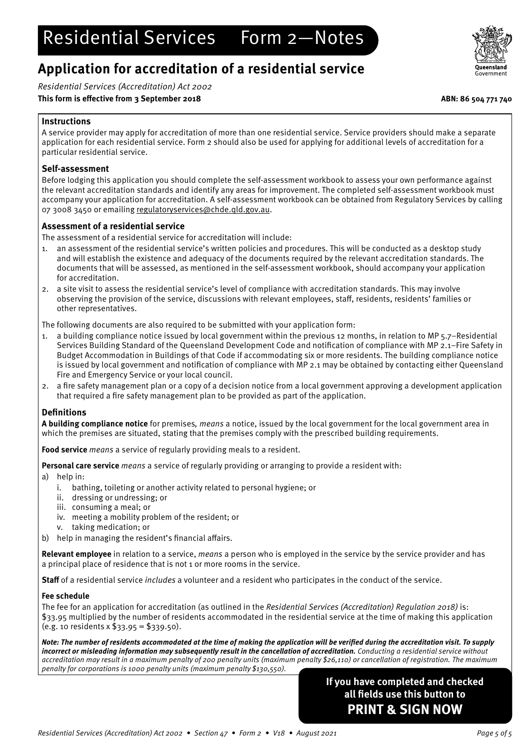# Residential Services Form 2—Notes

## Application for accreditation of a residential service

*Residential Services (Accreditation) Act 2002*

**This form is effective from 3 September 2018**

**ABN: 86 504 771 740**

### Instructions

A service provider may apply for accreditation of more than one residential service. Service providers should make a separate application for each residential service. Form 2 should also be used for applying for additional levels of accreditation for a particular residential service.

### Self-assessment

Before lodging this application you should complete the self-assessment workbook to assess your own performance against the relevant accreditation standards and identify any areas for improvement. The completed self-assessment workbook must accompany your application for accreditation. A self-assessment workbook can be obtained from Regulatory Services by calling 07 3008 3450 or emailing regulatoryservices@chde.qld.gov.au.

### Assessment of a residential service

The assessment of a residential service for accreditation will include:

1. an assessment of the residential service's written policies and procedures. This will be conducted as a desktop study and will establish the existence and adequacy of the documents required by the relevant accreditation standards. The documents that will be assessed, as mentioned in the self-assessment workbook, should accompany your application for accreditation.
2. a site visit to assess the residential service's level of compliance with accreditation standards. This may involve observing the provision of the service, discussions with relevant employees, staff, residents, residents' families or other representatives.

The following documents are also required to be submitted with your application form:

1. a building compliance notice issued by local government within the previous 12 months, in relation to MP 5.7–Residential Services Building Standard of the Queensland Development Code and notification of compliance with MP 2.1–Fire Safety in Budget Accommodation in Buildings of that Code if accommodating six or more residents. The building compliance notice is issued by local government and notification of compliance with MP 2.1 may be obtained by contacting either Queensland Fire and Emergency Service or your local council.
2. a fire safety management plan or a copy of a decision notice from a local government approving a development application that required a fire safety management plan to be provided as part of the application.

### Definitions

**A building compliance notice** for premises, *means* a notice, issued by the local government for the local government area in which the premises are situated, stating that the premises comply with the prescribed building requirements.

**Food service** *means* a service of regularly providing meals to a resident.

**Personal care service** *means* a service of regularly providing or arranging to provide a resident with:

a) help in:
   i. bathing, toileting or another activity related to personal hygiene; or
   ii. dressing or undressing; or
   iii. consuming a meal; or
   iv. meeting a mobility problem of the resident; or
   v. taking medication; or
b) help in managing the resident's financial affairs.

**Relevant employee** in relation to a service, *means* a person who is employed in the service by the service provider and has a principal place of residence that is not 1 or more rooms in the service.

**Staff** of a residential service *includes* a volunteer and a resident who participates in the conduct of the service.

#### Fee schedule

The fee for an application for accreditation (as outlined in the *Residential Services (Accreditation) Regulation 2018)* is: $33.95 multiplied by the number of residents accommodated in the residential service at the time of making this application (e.g. 10 residents x $33.95 = $339.50).

***Note: The number of residents accommodated at the time of making the application will be verified during the accreditation visit. To supply incorrect or misleading information may subsequently result in the cancellation of accreditation.*** *Conducting a residential service without accreditation may result in a maximum penalty of 200 penalty units (maximum penalty $26,110) or cancellation of registration. The maximum penalty for corporations is 1000 penalty units (maximum penalty $130,550).*

**If you have completed and checked all fields use this button to PRINT & SIGN NOW**

*Residential Services (Accreditation) Act 2002 • Section 47 • Form 2 • V18 • August 2021*